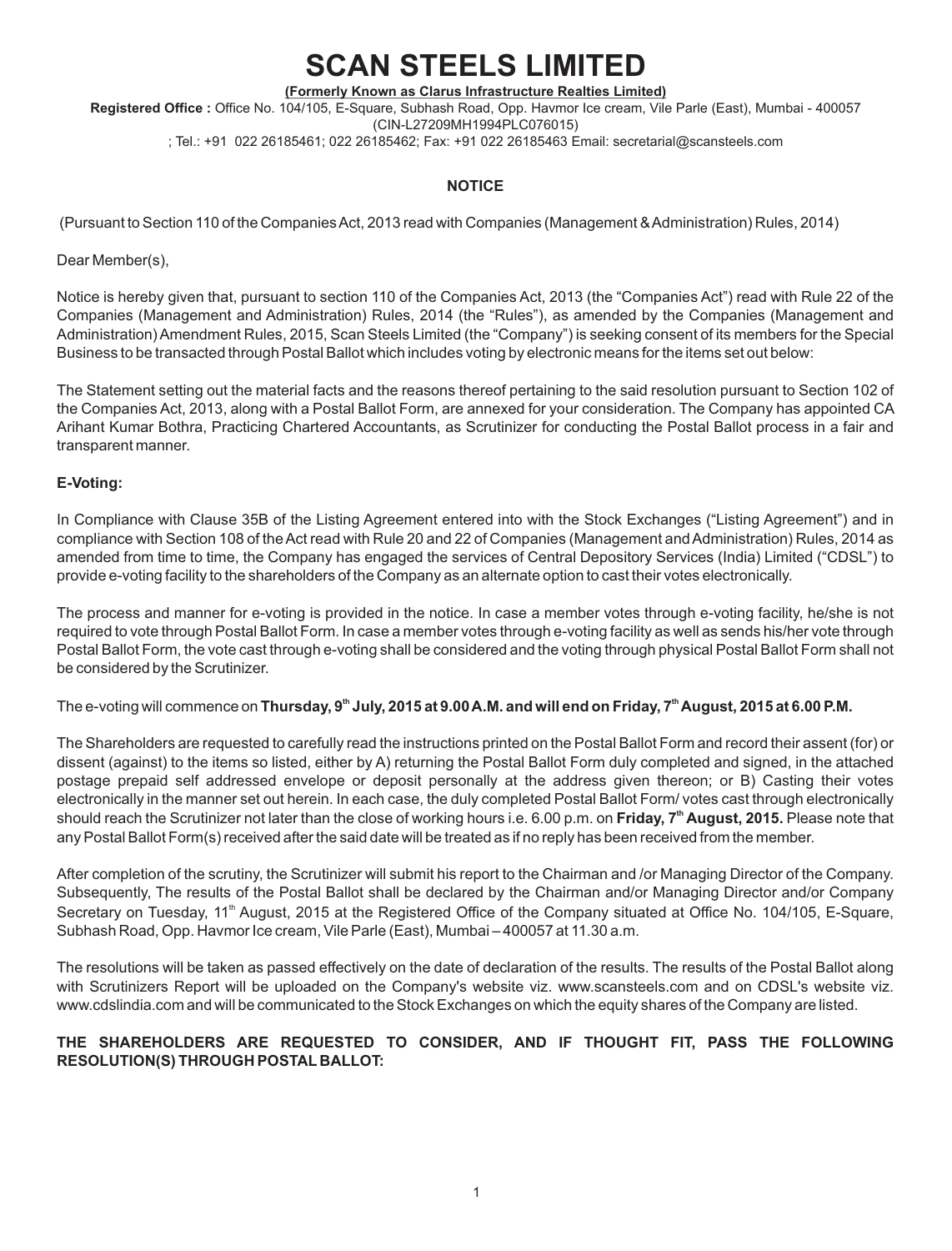# SCAN STEELS LIMITED

**(Formerly Known as Clarus Infrastructure Realties Limited)**

**Registered Office :** Office No. 104/105, E-Square, Subhash Road, Opp. Havmor Ice cream, Vile Parle (East), Mumbai - 400057
(CIN-L27209MH1994PLC076015)
; Tel.: +91 022 26185461; 022 26185462; Fax: +91 022 26185463 Email: secretarial@scansteels.com

## NOTICE

(Pursuant to Section 110 of the Companies Act, 2013 read with Companies (Management & Administration) Rules, 2014)

Dear Member(s),

Notice is hereby given that, pursuant to section 110 of the Companies Act, 2013 (the "Companies Act") read with Rule 22 of the Companies (Management and Administration) Rules, 2014 (the "Rules"), as amended by the Companies (Management and Administration) Amendment Rules, 2015, Scan Steels Limited (the "Company") is seeking consent of its members for the Special Business to be transacted through Postal Ballot which includes voting by electronic means for the items set out below:

The Statement setting out the material facts and the reasons thereof pertaining to the said resolution pursuant to Section 102 of the Companies Act, 2013, along with a Postal Ballot Form, are annexed for your consideration. The Company has appointed CA Arihant Kumar Bothra, Practicing Chartered Accountants, as Scrutinizer for conducting the Postal Ballot process in a fair and transparent manner.

### E-Voting:

In Compliance with Clause 35B of the Listing Agreement entered into with the Stock Exchanges ("Listing Agreement") and in compliance with Section 108 of the Act read with Rule 20 and 22 of Companies (Management and Administration) Rules, 2014 as amended from time to time, the Company has engaged the services of Central Depository Services (India) Limited ("CDSL") to provide e-voting facility to the shareholders of the Company as an alternate option to cast their votes electronically.

The process and manner for e-voting is provided in the notice. In case a member votes through e-voting facility, he/she is not required to vote through Postal Ballot Form. In case a member votes through e-voting facility as well as sends his/her vote through Postal Ballot Form, the vote cast through e-voting shall be considered and the voting through physical Postal Ballot Form shall not be considered by the Scrutinizer.

The e-voting will commence on **Thursday, 9th July, 2015 at 9.00 A.M. and will end on Friday, 7th August, 2015 at 6.00 P.M.**

The Shareholders are requested to carefully read the instructions printed on the Postal Ballot Form and record their assent (for) or dissent (against) to the items so listed, either by A) returning the Postal Ballot Form duly completed and signed, in the attached postage prepaid self addressed envelope or deposit personally at the address given thereon; or B) Casting their votes electronically in the manner set out herein. In each case, the duly completed Postal Ballot Form/ votes cast through electronically should reach the Scrutinizer not later than the close of working hours i.e. 6.00 p.m. on **Friday, 7th August, 2015.** Please note that any Postal Ballot Form(s) received after the said date will be treated as if no reply has been received from the member.

After completion of the scrutiny, the Scrutinizer will submit his report to the Chairman and /or Managing Director of the Company. Subsequently, The results of the Postal Ballot shall be declared by the Chairman and/or Managing Director and/or Company Secretary on Tuesday, 11th August, 2015 at the Registered Office of the Company situated at Office No. 104/105, E-Square, Subhash Road, Opp. Havmor Ice cream, Vile Parle (East), Mumbai – 400057 at 11.30 a.m.

The resolutions will be taken as passed effectively on the date of declaration of the results. The results of the Postal Ballot along with Scrutinizers Report will be uploaded on the Company's website viz. www.scansteels.com and on CDSL's website viz. www.cdslindia.com and will be communicated to the Stock Exchanges on which the equity shares of the Company are listed.

**THE SHAREHOLDERS ARE REQUESTED TO CONSIDER, AND IF THOUGHT FIT, PASS THE FOLLOWING RESOLUTION(S) THROUGH POSTAL BALLOT:**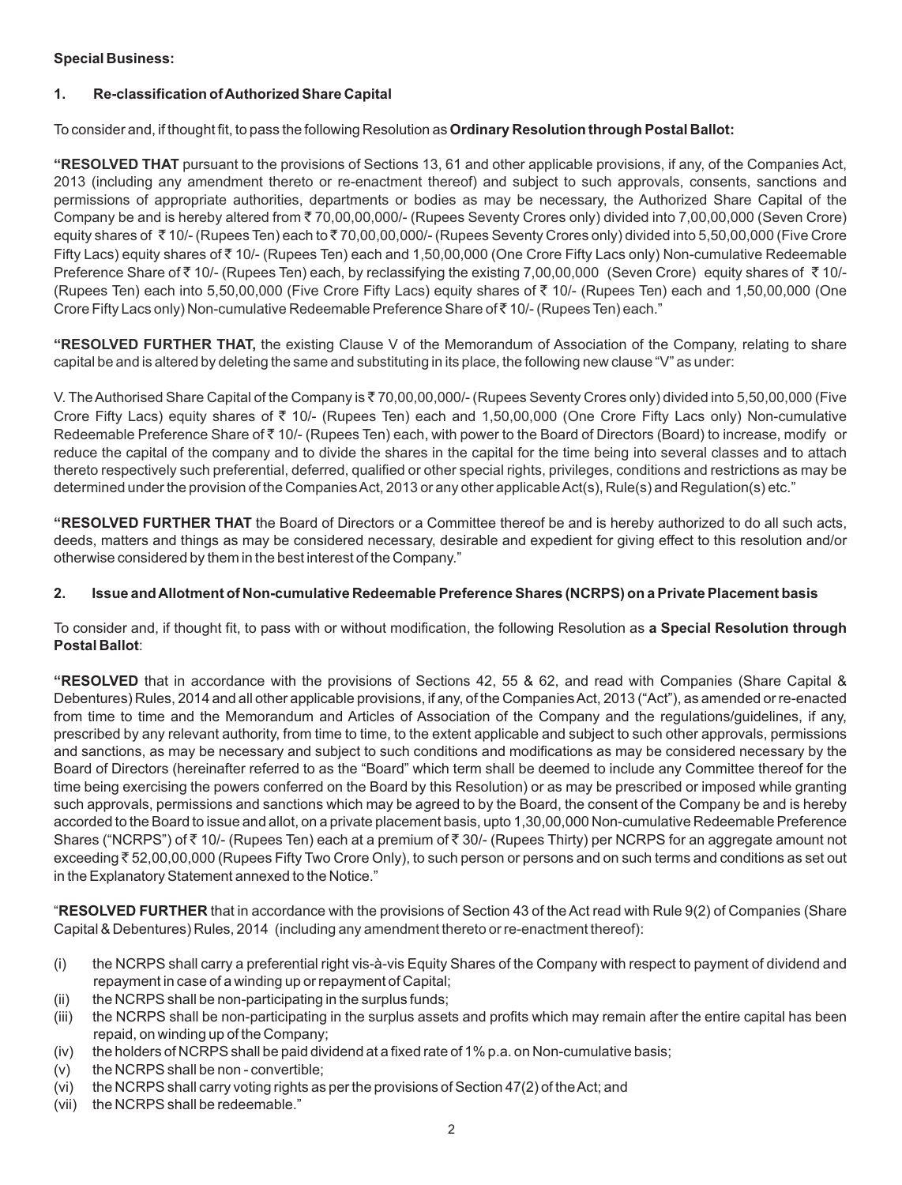**Special Business:**

**1. Re-classification of Authorized Share Capital**

To consider and, if thought fit, to pass the following Resolution as **Ordinary Resolution through Postal Ballot:**

**"RESOLVED THAT** pursuant to the provisions of Sections 13, 61 and other applicable provisions, if any, of the Companies Act, 2013 (including any amendment thereto or re-enactment thereof) and subject to such approvals, consents, sanctions and permissions of appropriate authorities, departments or bodies as may be necessary, the Authorized Share Capital of the Company be and is hereby altered from ₹ 70,00,00,000/- (Rupees Seventy Crores only) divided into 7,00,00,000 (Seven Crore) equity shares of ₹ 10/- (Rupees Ten) each to ₹ 70,00,00,000/- (Rupees Seventy Crores only) divided into 5,50,00,000 (Five Crore Fifty Lacs) equity shares of ₹ 10/- (Rupees Ten) each and 1,50,00,000 (One Crore Fifty Lacs only) Non-cumulative Redeemable Preference Share of ₹ 10/- (Rupees Ten) each, by reclassifying the existing 7,00,00,000 (Seven Crore) equity shares of ₹ 10/- (Rupees Ten) each into 5,50,00,000 (Five Crore Fifty Lacs) equity shares of ₹ 10/- (Rupees Ten) each and 1,50,00,000 (One Crore Fifty Lacs only) Non-cumulative Redeemable Preference Share of ₹ 10/- (Rupees Ten) each."

**"RESOLVED FURTHER THAT,** the existing Clause V of the Memorandum of Association of the Company, relating to share capital be and is altered by deleting the same and substituting in its place, the following new clause "V" as under:

V. The Authorised Share Capital of the Company is ₹ 70,00,00,000/- (Rupees Seventy Crores only) divided into 5,50,00,000 (Five Crore Fifty Lacs) equity shares of ₹ 10/- (Rupees Ten) each and 1,50,00,000 (One Crore Fifty Lacs only) Non-cumulative Redeemable Preference Share of ₹ 10/- (Rupees Ten) each, with power to the Board of Directors (Board) to increase, modify or reduce the capital of the company and to divide the shares in the capital for the time being into several classes and to attach thereto respectively such preferential, deferred, qualified or other special rights, privileges, conditions and restrictions as may be determined under the provision of the Companies Act, 2013 or any other applicable Act(s), Rule(s) and Regulation(s) etc."

**"RESOLVED FURTHER THAT** the Board of Directors or a Committee thereof be and is hereby authorized to do all such acts, deeds, matters and things as may be considered necessary, desirable and expedient for giving effect to this resolution and/or otherwise considered by them in the best interest of the Company."

**2. Issue and Allotment of Non-cumulative Redeemable Preference Shares (NCRPS) on a Private Placement basis**

To consider and, if thought fit, to pass with or without modification, the following Resolution as **a Special Resolution through Postal Ballot**:

**"RESOLVED** that in accordance with the provisions of Sections 42, 55 & 62, and read with Companies (Share Capital & Debentures) Rules, 2014 and all other applicable provisions, if any, of the Companies Act, 2013 ("Act"), as amended or re-enacted from time to time and the Memorandum and Articles of Association of the Company and the regulations/guidelines, if any, prescribed by any relevant authority, from time to time, to the extent applicable and subject to such other approvals, permissions and sanctions, as may be necessary and subject to such conditions and modifications as may be considered necessary by the Board of Directors (hereinafter referred to as the "Board" which term shall be deemed to include any Committee thereof for the time being exercising the powers conferred on the Board by this Resolution) or as may be prescribed or imposed while granting such approvals, permissions and sanctions which may be agreed to by the Board, the consent of the Company be and is hereby accorded to the Board to issue and allot, on a private placement basis, upto 1,30,00,000 Non-cumulative Redeemable Preference Shares ("NCRPS") of ₹ 10/- (Rupees Ten) each at a premium of ₹ 30/- (Rupees Thirty) per NCRPS for an aggregate amount not exceeding ₹ 52,00,00,000 (Rupees Fifty Two Crore Only), to such person or persons and on such terms and conditions as set out in the Explanatory Statement annexed to the Notice."

"**RESOLVED FURTHER** that in accordance with the provisions of Section 43 of the Act read with Rule 9(2) of Companies (Share Capital & Debentures) Rules, 2014 (including any amendment thereto or re-enactment thereof):

(i) the NCRPS shall carry a preferential right vis-à-vis Equity Shares of the Company with respect to payment of dividend and repayment in case of a winding up or repayment of Capital;
(ii) the NCRPS shall be non-participating in the surplus funds;
(iii) the NCRPS shall be non-participating in the surplus assets and profits which may remain after the entire capital has been repaid, on winding up of the Company;
(iv) the holders of NCRPS shall be paid dividend at a fixed rate of 1% p.a. on Non-cumulative basis;
(v) the NCRPS shall be non - convertible;
(vi) the NCRPS shall carry voting rights as per the provisions of Section 47(2) of the Act; and
(vii) the NCRPS shall be redeemable."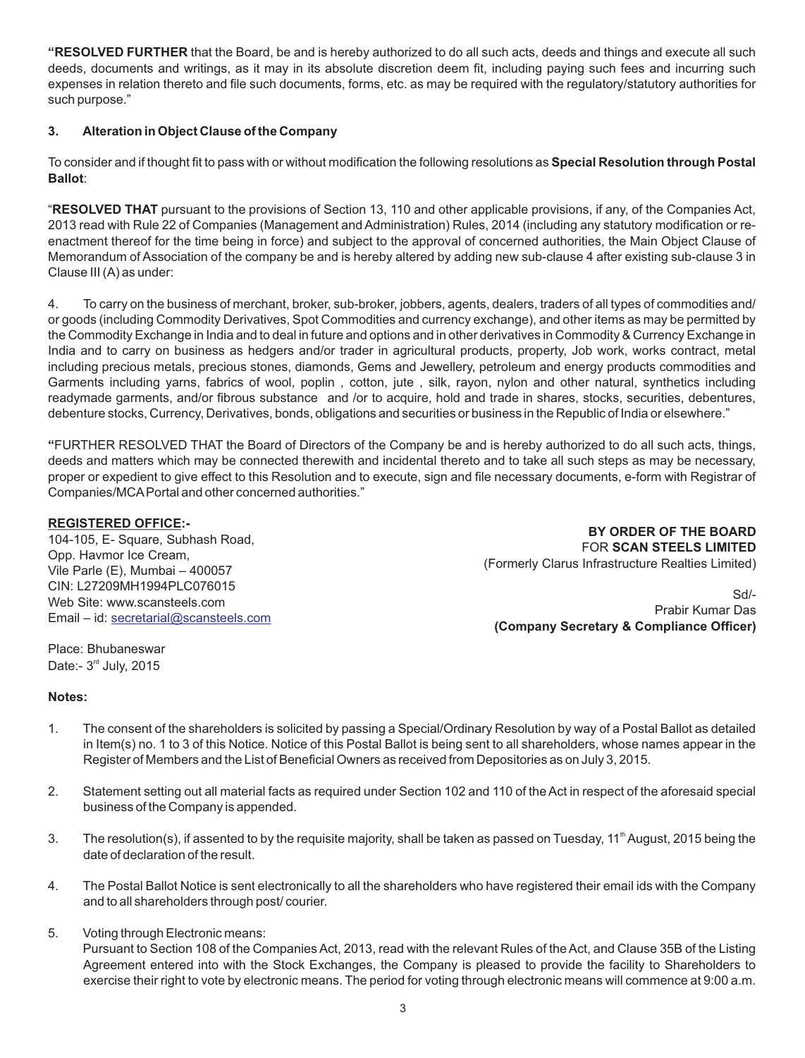**"RESOLVED FURTHER** that the Board, be and is hereby authorized to do all such acts, deeds and things and execute all such deeds, documents and writings, as it may in its absolute discretion deem fit, including paying such fees and incurring such expenses in relation thereto and file such documents, forms, etc. as may be required with the regulatory/statutory authorities for such purpose."

### 3. Alteration in Object Clause of the Company

To consider and if thought fit to pass with or without modification the following resolutions as **Special Resolution through Postal Ballot**:

"**RESOLVED THAT** pursuant to the provisions of Section 13, 110 and other applicable provisions, if any, of the Companies Act, 2013 read with Rule 22 of Companies (Management and Administration) Rules, 2014 (including any statutory modification or re-enactment thereof for the time being in force) and subject to the approval of concerned authorities, the Main Object Clause of Memorandum of Association of the company be and is hereby altered by adding new sub-clause 4 after existing sub-clause 3 in Clause III (A) as under:

4. To carry on the business of merchant, broker, sub-broker, jobbers, agents, dealers, traders of all types of commodities and/ or goods (including Commodity Derivatives, Spot Commodities and currency exchange), and other items as may be permitted by the Commodity Exchange in India and to deal in future and options and in other derivatives in Commodity & Currency Exchange in India and to carry on business as hedgers and/or trader in agricultural products, property, Job work, works contract, metal including precious metals, precious stones, diamonds, Gems and Jewellery, petroleum and energy products commodities and Garments including yarns, fabrics of wool, poplin , cotton, jute , silk, rayon, nylon and other natural, synthetics including readymade garments, and/or fibrous substance and /or to acquire, hold and trade in shares, stocks, securities, debentures, debenture stocks, Currency, Derivatives, bonds, obligations and securities or business in the Republic of India or elsewhere."

**"**FURTHER RESOLVED THAT the Board of Directors of the Company be and is hereby authorized to do all such acts, things, deeds and matters which may be connected therewith and incidental thereto and to take all such steps as may be necessary, proper or expedient to give effect to this Resolution and to execute, sign and file necessary documents, e-form with Registrar of Companies/MCA Portal and other concerned authorities."

**REGISTERED OFFICE:-**
104-105, E- Square, Subhash Road,
Opp. Havmor Ice Cream,
Vile Parle (E), Mumbai – 400057
CIN: L27209MH1994PLC076015
Web Site: www.scansteels.com
Email – id: secretarial@scansteels.com

**BY ORDER OF THE BOARD**
FOR **SCAN STEELS LIMITED**
(Formerly Clarus Infrastructure Realties Limited)

Sd/-
Prabir Kumar Das
**(Company Secretary & Compliance Officer)**

Place: Bhubaneswar
Date:- 3rd July, 2015

**Notes:**

1. The consent of the shareholders is solicited by passing a Special/Ordinary Resolution by way of a Postal Ballot as detailed in Item(s) no. 1 to 3 of this Notice. Notice of this Postal Ballot is being sent to all shareholders, whose names appear in the Register of Members and the List of Beneficial Owners as received from Depositories as on July 3, 2015.

2. Statement setting out all material facts as required under Section 102 and 110 of the Act in respect of the aforesaid special business of the Company is appended.

3. The resolution(s), if assented to by the requisite majority, shall be taken as passed on Tuesday, 11th August, 2015 being the date of declaration of the result.

4. The Postal Ballot Notice is sent electronically to all the shareholders who have registered their email ids with the Company and to all shareholders through post/ courier.

5. Voting through Electronic means:
   Pursuant to Section 108 of the Companies Act, 2013, read with the relevant Rules of the Act, and Clause 35B of the Listing Agreement entered into with the Stock Exchanges, the Company is pleased to provide the facility to Shareholders to exercise their right to vote by electronic means. The period for voting through electronic means will commence at 9:00 a.m.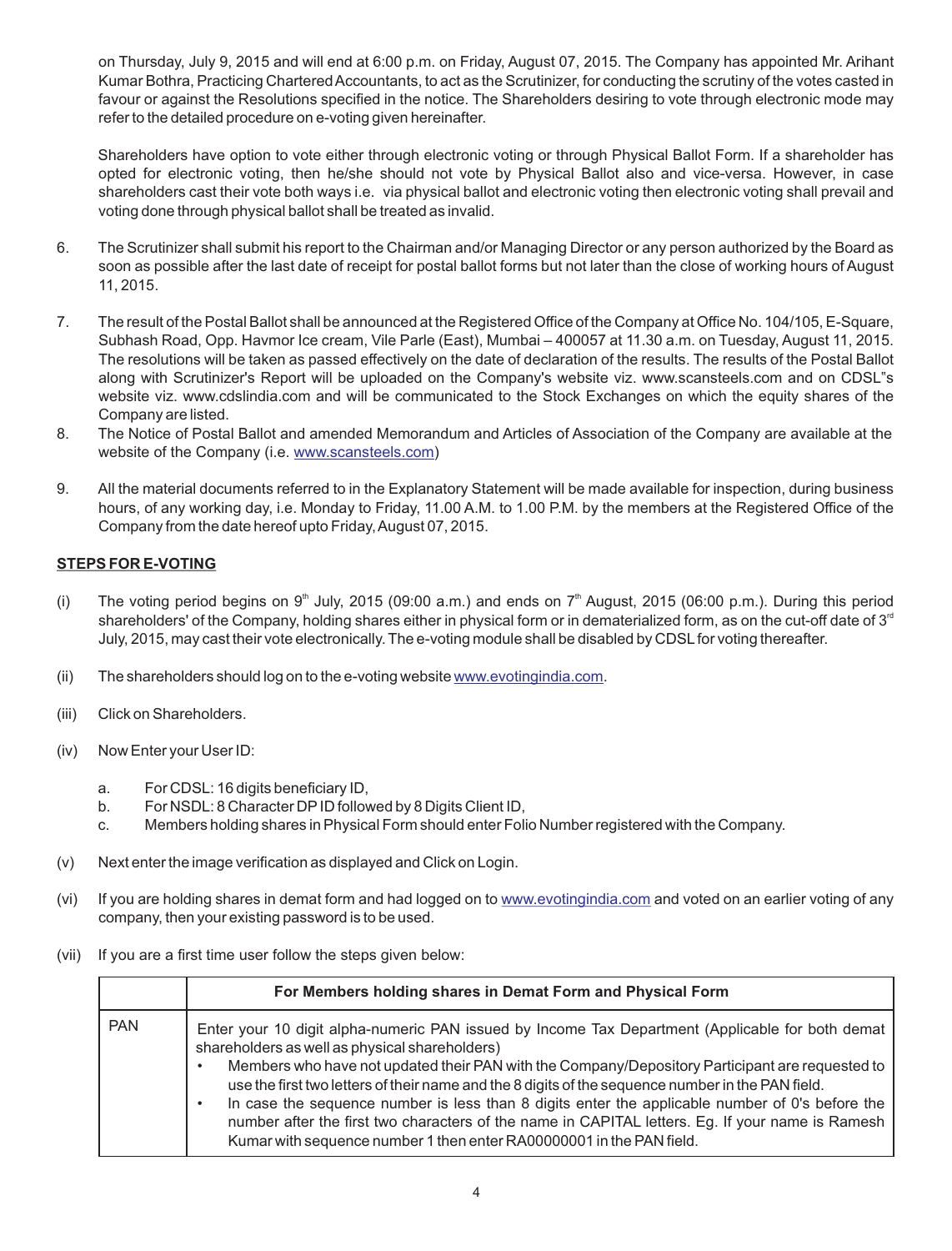on Thursday, July 9, 2015 and will end at 6:00 p.m. on Friday, August 07, 2015. The Company has appointed Mr. Arihant Kumar Bothra, Practicing Chartered Accountants, to act as the Scrutinizer, for conducting the scrutiny of the votes casted in favour or against the Resolutions specified in the notice. The Shareholders desiring to vote through electronic mode may refer to the detailed procedure on e-voting given hereinafter.

Shareholders have option to vote either through electronic voting or through Physical Ballot Form. If a shareholder has opted for electronic voting, then he/she should not vote by Physical Ballot also and vice-versa. However, in case shareholders cast their vote both ways i.e. via physical ballot and electronic voting then electronic voting shall prevail and voting done through physical ballot shall be treated as invalid.

6. The Scrutinizer shall submit his report to the Chairman and/or Managing Director or any person authorized by the Board as soon as possible after the last date of receipt for postal ballot forms but not later than the close of working hours of August 11, 2015.

7. The result of the Postal Ballot shall be announced at the Registered Office of the Company at Office No. 104/105, E-Square, Subhash Road, Opp. Havmor Ice cream, Vile Parle (East), Mumbai – 400057 at 11.30 a.m. on Tuesday, August 11, 2015. The resolutions will be taken as passed effectively on the date of declaration of the results. The results of the Postal Ballot along with Scrutinizer's Report will be uploaded on the Company's website viz. www.scansteels.com and on CDSL"s website viz. www.cdslindia.com and will be communicated to the Stock Exchanges on which the equity shares of the Company are listed.

8. The Notice of Postal Ballot and amended Memorandum and Articles of Association of the Company are available at the website of the Company (i.e. www.scansteels.com)

9. All the material documents referred to in the Explanatory Statement will be made available for inspection, during business hours, of any working day, i.e. Monday to Friday, 11.00 A.M. to 1.00 P.M. by the members at the Registered Office of the Company from the date hereof upto Friday, August 07, 2015.

**STEPS FOR E-VOTING**

(i) The voting period begins on 9th July, 2015 (09:00 a.m.) and ends on 7th August, 2015 (06:00 p.m.). During this period shareholders' of the Company, holding shares either in physical form or in dematerialized form, as on the cut-off date of 3rd July, 2015, may cast their vote electronically. The e-voting module shall be disabled by CDSL for voting thereafter.

(ii) The shareholders should log on to the e-voting website www.evotingindia.com.

(iii) Click on Shareholders.

(iv) Now Enter your User ID:

   a. For CDSL: 16 digits beneficiary ID,
   b. For NSDL: 8 Character DP ID followed by 8 Digits Client ID,
   c. Members holding shares in Physical Form should enter Folio Number registered with the Company.

(v) Next enter the image verification as displayed and Click on Login.

(vi) If you are holding shares in demat form and had logged on to www.evotingindia.com and voted on an earlier voting of any company, then your existing password is to be used.

(vii) If you are a first time user follow the steps given below:

| | For Members holding shares in Demat Form and Physical Form |
|---|---|
| PAN | Enter your 10 digit alpha-numeric PAN issued by Income Tax Department (Applicable for both demat shareholders as well as physical shareholders)<br>• Members who have not updated their PAN with the Company/Depository Participant are requested to use the first two letters of their name and the 8 digits of the sequence number in the PAN field.<br>• In case the sequence number is less than 8 digits enter the applicable number of 0's before the number after the first two characters of the name in CAPITAL letters. Eg. If your name is Ramesh Kumar with sequence number 1 then enter RA00000001 in the PAN field. |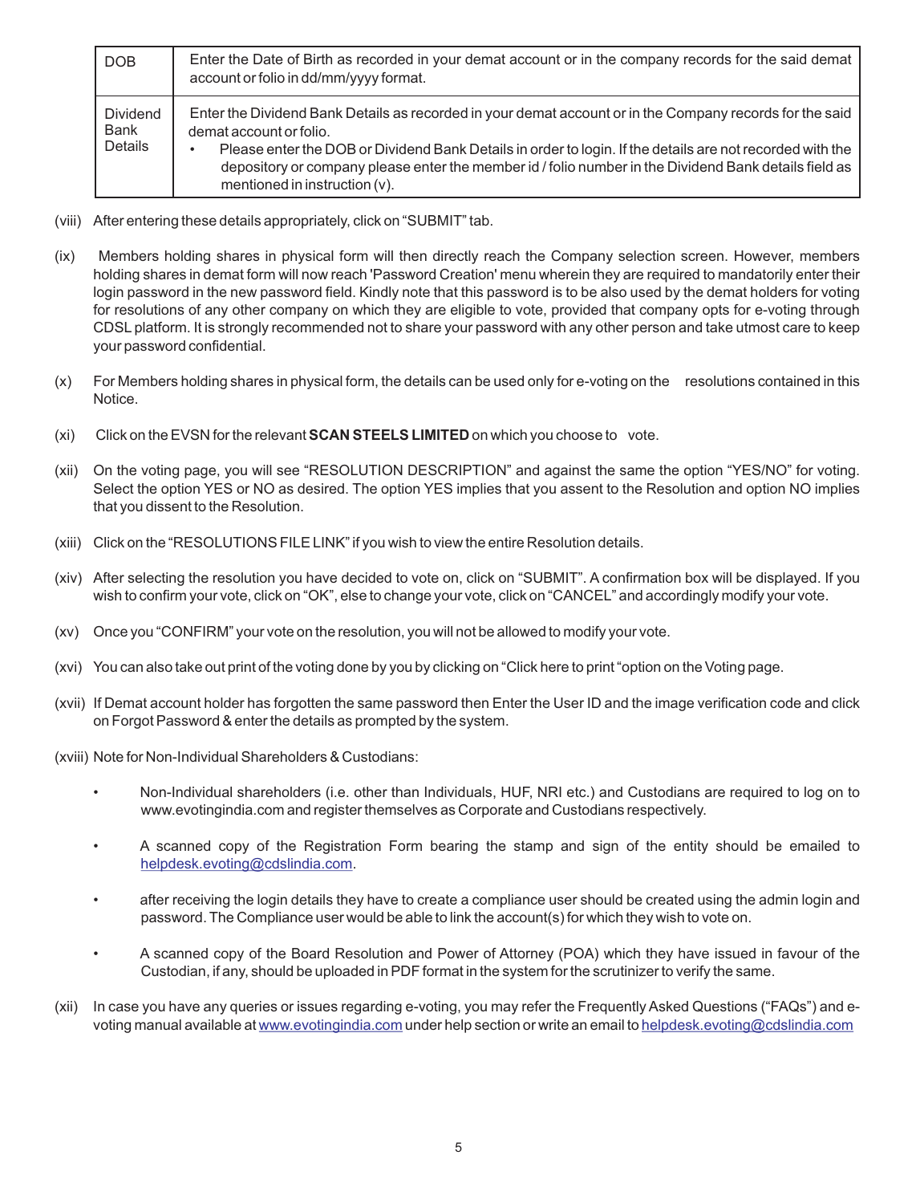| DOB | Enter the Date of Birth as recorded in your demat account or in the company records for the said demat account or folio in dd/mm/yyyy format. |
|---|---|
| Dividend Bank Details | Enter the Dividend Bank Details as recorded in your demat account or in the Company records for the said demat account or folio. • Please enter the DOB or Dividend Bank Details in order to login. If the details are not recorded with the depository or company please enter the member id / folio number in the Dividend Bank details field as mentioned in instruction (v). |

(viii) After entering these details appropriately, click on "SUBMIT" tab.

(ix) Members holding shares in physical form will then directly reach the Company selection screen. However, members holding shares in demat form will now reach 'Password Creation' menu wherein they are required to mandatorily enter their login password in the new password field. Kindly note that this password is to be also used by the demat holders for voting for resolutions of any other company on which they are eligible to vote, provided that company opts for e-voting through CDSL platform. It is strongly recommended not to share your password with any other person and take utmost care to keep your password confidential.

(x) For Members holding shares in physical form, the details can be used only for e-voting on the resolutions contained in this Notice.

(xi) Click on the EVSN for the relevant **SCAN STEELS LIMITED** on which you choose to vote.

(xii) On the voting page, you will see "RESOLUTION DESCRIPTION" and against the same the option "YES/NO" for voting. Select the option YES or NO as desired. The option YES implies that you assent to the Resolution and option NO implies that you dissent to the Resolution.

(xiii) Click on the "RESOLUTIONS FILE LINK" if you wish to view the entire Resolution details.

(xiv) After selecting the resolution you have decided to vote on, click on "SUBMIT". A confirmation box will be displayed. If you wish to confirm your vote, click on "OK", else to change your vote, click on "CANCEL" and accordingly modify your vote.

(xv) Once you "CONFIRM" your vote on the resolution, you will not be allowed to modify your vote.

(xvi) You can also take out print of the voting done by you by clicking on "Click here to print "option on the Voting page.

(xvii) If Demat account holder has forgotten the same password then Enter the User ID and the image verification code and click on Forgot Password & enter the details as prompted by the system.

(xviii) Note for Non-Individual Shareholders & Custodians:

- Non-Individual shareholders (i.e. other than Individuals, HUF, NRI etc.) and Custodians are required to log on to www.evotingindia.com and register themselves as Corporate and Custodians respectively.
- A scanned copy of the Registration Form bearing the stamp and sign of the entity should be emailed to helpdesk.evoting@cdslindia.com.
- after receiving the login details they have to create a compliance user should be created using the admin login and password. The Compliance user would be able to link the account(s) for which they wish to vote on.
- A scanned copy of the Board Resolution and Power of Attorney (POA) which they have issued in favour of the Custodian, if any, should be uploaded in PDF format in the system for the scrutinizer to verify the same.

(xii) In case you have any queries or issues regarding e-voting, you may refer the Frequently Asked Questions ("FAQs") and e-voting manual available at www.evotingindia.com under help section or write an email to helpdesk.evoting@cdslindia.com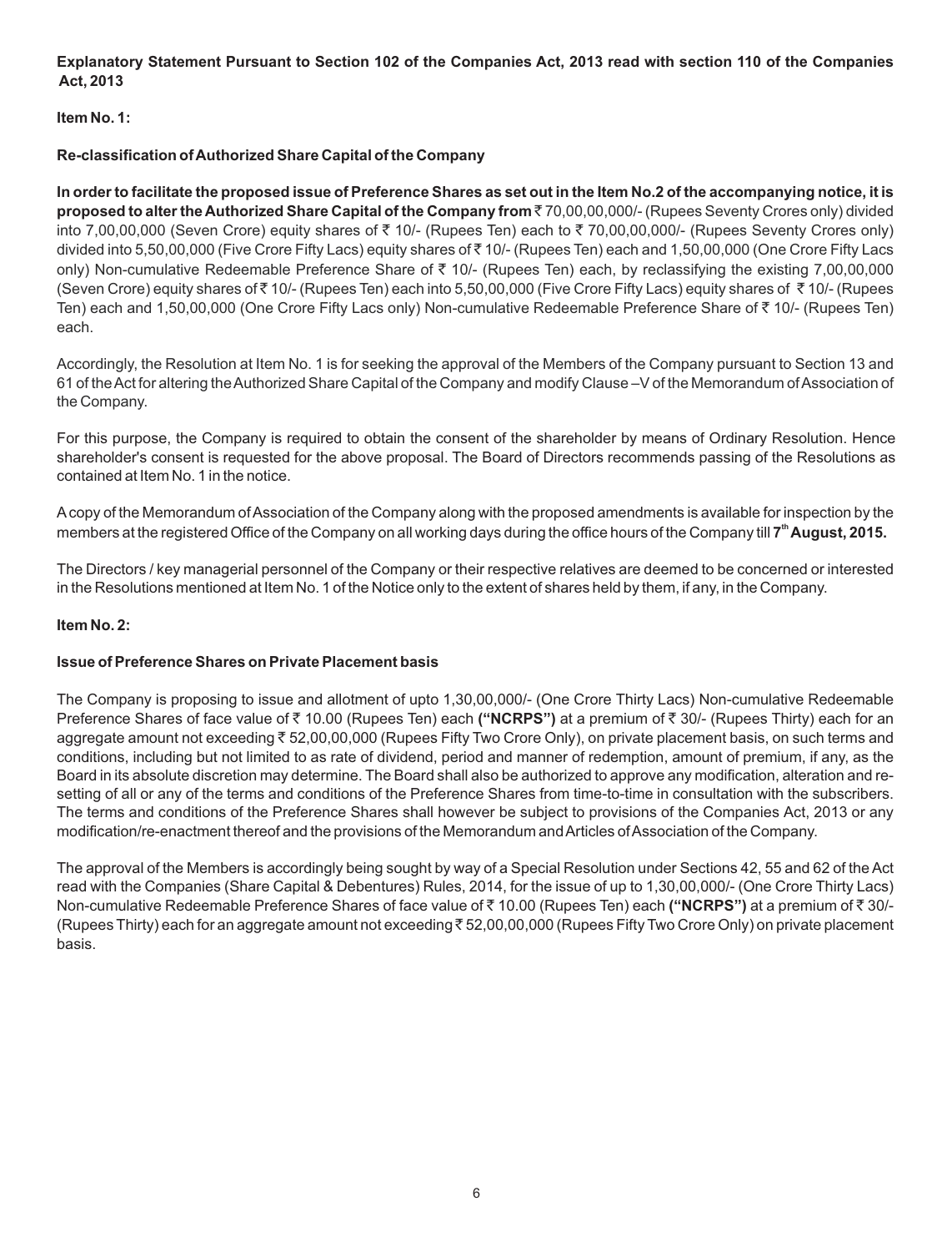**Explanatory Statement Pursuant to Section 102 of the Companies Act, 2013 read with section 110 of the Companies Act, 2013**

**Item No. 1:**

**Re-classification of Authorized Share Capital of the Company**

**In order to facilitate the proposed issue of Preference Shares as set out in the Item No.2 of the accompanying notice, it is proposed to alter the Authorized Share Capital of the Company from** ₹ 70,00,00,000/- (Rupees Seventy Crores only) divided into 7,00,00,000 (Seven Crore) equity shares of ₹ 10/- (Rupees Ten) each to ₹ 70,00,00,000/- (Rupees Seventy Crores only) divided into 5,50,00,000 (Five Crore Fifty Lacs) equity shares of ₹ 10/- (Rupees Ten) each and 1,50,00,000 (One Crore Fifty Lacs only) Non-cumulative Redeemable Preference Share of ₹ 10/- (Rupees Ten) each, by reclassifying the existing 7,00,00,000 (Seven Crore) equity shares of ₹ 10/- (Rupees Ten) each into 5,50,00,000 (Five Crore Fifty Lacs) equity shares of ₹ 10/- (Rupees Ten) each and 1,50,00,000 (One Crore Fifty Lacs only) Non-cumulative Redeemable Preference Share of ₹ 10/- (Rupees Ten) each.

Accordingly, the Resolution at Item No. 1 is for seeking the approval of the Members of the Company pursuant to Section 13 and 61 of the Act for altering the Authorized Share Capital of the Company and modify Clause –V of the Memorandum of Association of the Company.

For this purpose, the Company is required to obtain the consent of the shareholder by means of Ordinary Resolution. Hence shareholder's consent is requested for the above proposal. The Board of Directors recommends passing of the Resolutions as contained at Item No. 1 in the notice.

A copy of the Memorandum of Association of the Company along with the proposed amendments is available for inspection by the members at the registered Office of the Company on all working days during the office hours of the Company till **7th August, 2015.**

The Directors / key managerial personnel of the Company or their respective relatives are deemed to be concerned or interested in the Resolutions mentioned at Item No. 1 of the Notice only to the extent of shares held by them, if any, in the Company.

**Item No. 2:**

**Issue of Preference Shares on Private Placement basis**

The Company is proposing to issue and allotment of upto 1,30,00,000/- (One Crore Thirty Lacs) Non-cumulative Redeemable Preference Shares of face value of ₹ 10.00 (Rupees Ten) each **("NCRPS")** at a premium of ₹ 30/- (Rupees Thirty) each for an aggregate amount not exceeding ₹ 52,00,00,000 (Rupees Fifty Two Crore Only), on private placement basis, on such terms and conditions, including but not limited to as rate of dividend, period and manner of redemption, amount of premium, if any, as the Board in its absolute discretion may determine. The Board shall also be authorized to approve any modification, alteration and re-setting of all or any of the terms and conditions of the Preference Shares from time-to-time in consultation with the subscribers. The terms and conditions of the Preference Shares shall however be subject to provisions of the Companies Act, 2013 or any modification/re-enactment thereof and the provisions of the Memorandum and Articles of Association of the Company.

The approval of the Members is accordingly being sought by way of a Special Resolution under Sections 42, 55 and 62 of the Act read with the Companies (Share Capital & Debentures) Rules, 2014, for the issue of up to 1,30,00,000/- (One Crore Thirty Lacs) Non-cumulative Redeemable Preference Shares of face value of ₹ 10.00 (Rupees Ten) each **("NCRPS")** at a premium of ₹ 30/- (Rupees Thirty) each for an aggregate amount not exceeding ₹ 52,00,00,000 (Rupees Fifty Two Crore Only) on private placement basis.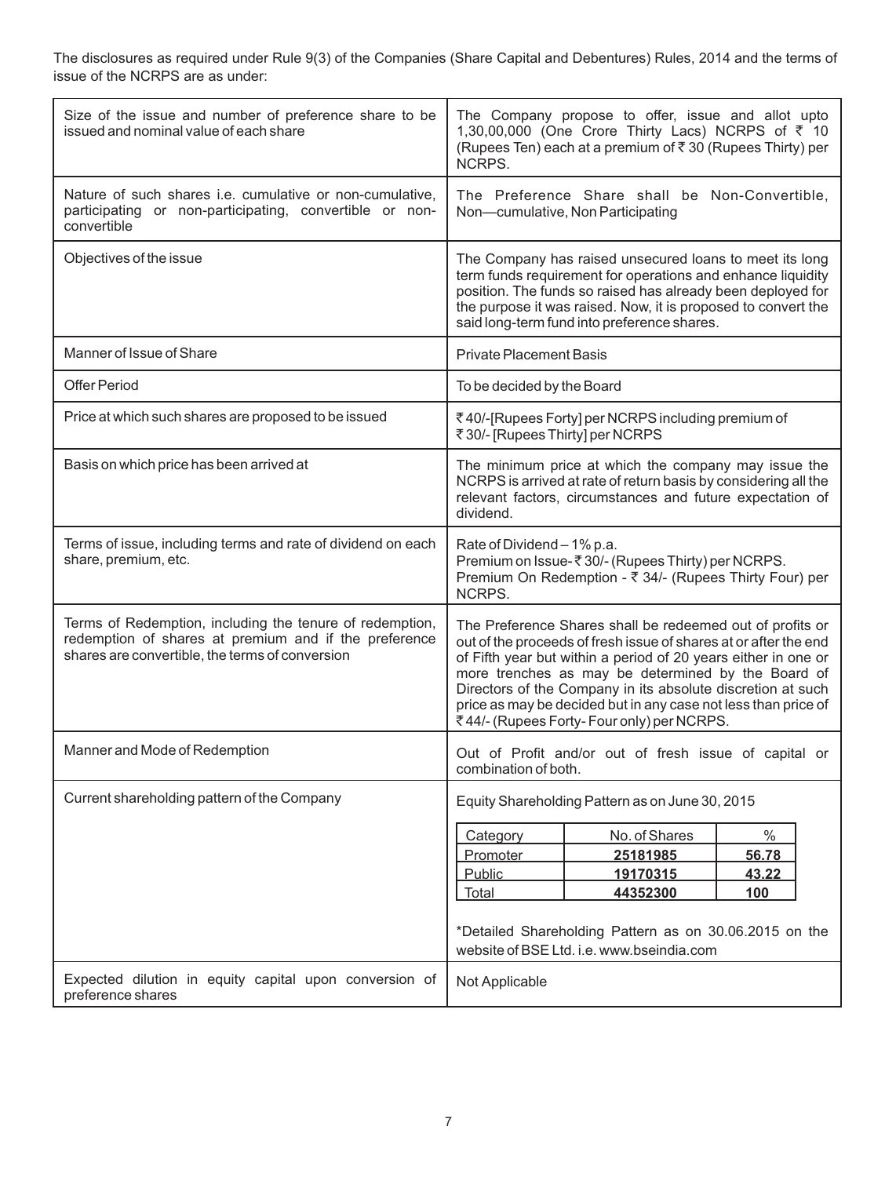The disclosures as required under Rule 9(3) of the Companies (Share Capital and Debentures) Rules, 2014 and the terms of issue of the NCRPS are as under:

| | |
|---|---|
| Size of the issue and number of preference share to be issued and nominal value of each share | The Company propose to offer, issue and allot upto 1,30,00,000 (One Crore Thirty Lacs) NCRPS of ₹ 10 (Rupees Ten) each at a premium of ₹ 30 (Rupees Thirty) per NCRPS. |
| Nature of such shares i.e. cumulative or non-cumulative, participating or non-participating, convertible or non-convertible | The Preference Share shall be Non-Convertible, Non—cumulative, Non Participating |
| Objectives of the issue | The Company has raised unsecured loans to meet its long term funds requirement for operations and enhance liquidity position. The funds so raised has already been deployed for the purpose it was raised. Now, it is proposed to convert the said long-term fund into preference shares. |
| Manner of Issue of Share | Private Placement Basis |
| Offer Period | To be decided by the Board |
| Price at which such shares are proposed to be issued | ₹ 40/-[Rupees Forty] per NCRPS including premium of ₹ 30/- [Rupees Thirty] per NCRPS |
| Basis on which price has been arrived at | The minimum price at which the company may issue the NCRPS is arrived at rate of return basis by considering all the relevant factors, circumstances and future expectation of dividend. |
| Terms of issue, including terms and rate of dividend on each share, premium, etc. | Rate of Dividend – 1% p.a.<br>Premium on Issue- ₹ 30/- (Rupees Thirty) per NCRPS.<br>Premium On Redemption - ₹ 34/- (Rupees Thirty Four) per NCRPS. |
| Terms of Redemption, including the tenure of redemption, redemption of shares at premium and if the preference shares are convertible, the terms of conversion | The Preference Shares shall be redeemed out of profits or out of the proceeds of fresh issue of shares at or after the end of Fifth year but within a period of 20 years either in one or more trenches as may be determined by the Board of Directors of the Company in its absolute discretion at such price as may be decided but in any case not less than price of ₹ 44/- (Rupees Forty- Four only) per NCRPS. |
| Manner and Mode of Redemption | Out of Profit and/or out of fresh issue of capital or combination of both. |
| Current shareholding pattern of the Company | Equity Shareholding Pattern as on June 30, 2015<br><br>Category / No. of Shares / %<br>Promoter / **25181985** / **56.78**<br>Public / **19170315** / **43.22**<br>Total / **44352300** / **100**<br><br>*Detailed Shareholding Pattern as on 30.06.2015 on the website of BSE Ltd. i.e. www.bseindia.com |
| Expected dilution in equity capital upon conversion of preference shares | Not Applicable |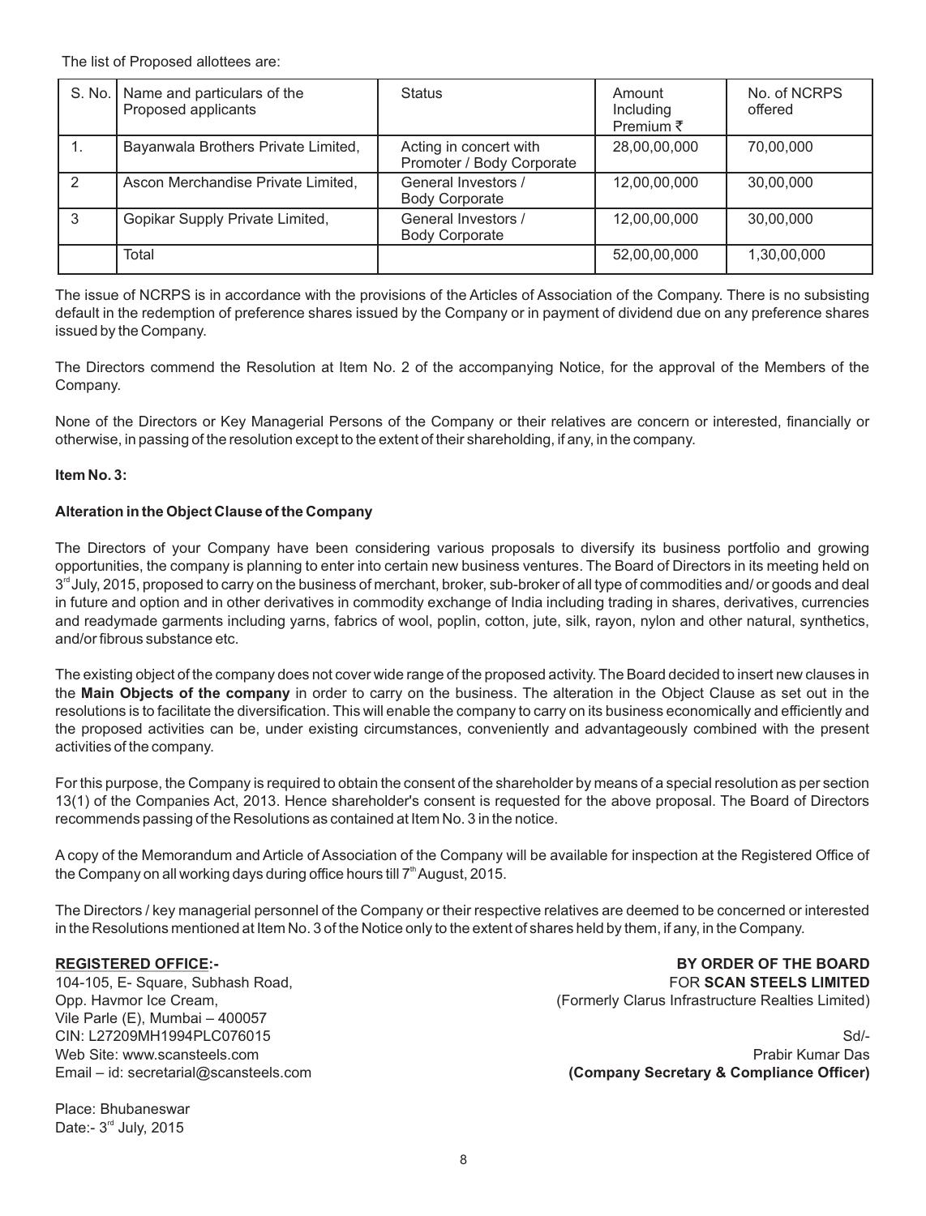The list of Proposed allottees are:

| S. No. | Name and particulars of the Proposed applicants | Status | Amount Including Premium ₹ | No. of NCRPS offered |
|---|---|---|---|---|
| 1. | Bayanwala Brothers Private Limited, | Acting in concert with Promoter / Body Corporate | 28,00,00,000 | 70,00,000 |
| 2 | Ascon Merchandise Private Limited, | General Investors / Body Corporate | 12,00,00,000 | 30,00,000 |
| 3 | Gopikar Supply Private Limited, | General Investors / Body Corporate | 12,00,00,000 | 30,00,000 |
| | Total | | 52,00,00,000 | 1,30,00,000 |

The issue of NCRPS is in accordance with the provisions of the Articles of Association of the Company. There is no subsisting default in the redemption of preference shares issued by the Company or in payment of dividend due on any preference shares issued by the Company.

The Directors commend the Resolution at Item No. 2 of the accompanying Notice, for the approval of the Members of the Company.

None of the Directors or Key Managerial Persons of the Company or their relatives are concern or interested, financially or otherwise, in passing of the resolution except to the extent of their shareholding, if any, in the company.

**Item No. 3:**

**Alteration in the Object Clause of the Company**

The Directors of your Company have been considering various proposals to diversify its business portfolio and growing opportunities, the company is planning to enter into certain new business ventures. The Board of Directors in its meeting held on 3rd July, 2015, proposed to carry on the business of merchant, broker, sub-broker of all type of commodities and/ or goods and deal in future and option and in other derivatives in commodity exchange of India including trading in shares, derivatives, currencies and readymade garments including yarns, fabrics of wool, poplin, cotton, jute, silk, rayon, nylon and other natural, synthetics, and/or fibrous substance etc.

The existing object of the company does not cover wide range of the proposed activity. The Board decided to insert new clauses in the **Main Objects of the company** in order to carry on the business. The alteration in the Object Clause as set out in the resolutions is to facilitate the diversification. This will enable the company to carry on its business economically and efficiently and the proposed activities can be, under existing circumstances, conveniently and advantageously combined with the present activities of the company.

For this purpose, the Company is required to obtain the consent of the shareholder by means of a special resolution as per section 13(1) of the Companies Act, 2013. Hence shareholder's consent is requested for the above proposal. The Board of Directors recommends passing of the Resolutions as contained at Item No. 3 in the notice.

A copy of the Memorandum and Article of Association of the Company will be available for inspection at the Registered Office of the Company on all working days during office hours till 7th August, 2015.

The Directors / key managerial personnel of the Company or their respective relatives are deemed to be concerned or interested in the Resolutions mentioned at Item No. 3 of the Notice only to the extent of shares held by them, if any, in the Company.

**REGISTERED OFFICE:-**
104-105, E- Square, Subhash Road,
Opp. Havmor Ice Cream,
Vile Parle (E), Mumbai – 400057
CIN: L27209MH1994PLC076015
Web Site: www.scansteels.com
Email – id: secretarial@scansteels.com

Place: Bhubaneswar
Date:- 3rd July, 2015

**BY ORDER OF THE BOARD**
FOR **SCAN STEELS LIMITED**
(Formerly Clarus Infrastructure Realties Limited)

Sd/-
Prabir Kumar Das
**(Company Secretary & Compliance Officer)**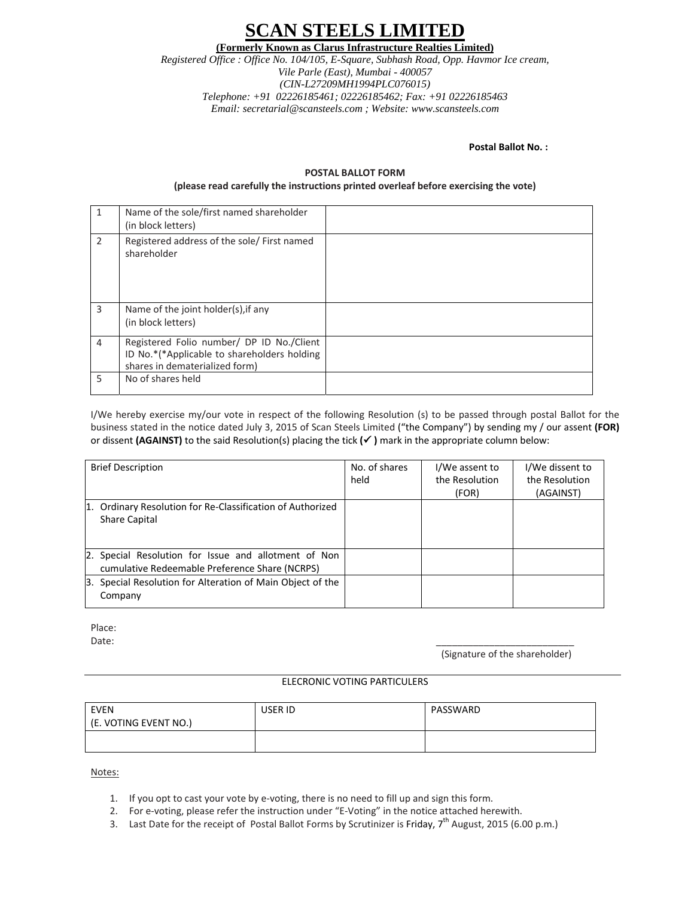# SCAN STEELS LIMITED

**(Formerly Known as Clarus Infrastructure Realties Limited)**

*Registered Office : Office No. 104/105, E-Square, Subhash Road, Opp. Havmor Ice cream, Vile Parle (East), Mumbai - 400057*
*(CIN-L27209MH1994PLC076015)*
*Telephone: +91 02226185461; 02226185462; Fax: +91 02226185463*
*Email: secretarial@scansteels.com ; Website: www.scansteels.com*

**Postal Ballot No. :**

**POSTAL BALLOT FORM**
**(please read carefully the instructions printed overleaf before exercising the vote)**

| | | |
|---|---|---|
| 1 | Name of the sole/first named shareholder (in block letters) | |
| 2 | Registered address of the sole/ First named shareholder | |
| 3 | Name of the joint holder(s),if any (in block letters) | |
| 4 | Registered Folio number/ DP ID No./Client ID No.*(*Applicable to shareholders holding shares in dematerialized form) | |
| 5 | No of shares held | |

I/We hereby exercise my/our vote in respect of the following Resolution (s) to be passed through postal Ballot for the business stated in the notice dated July 3, 2015 of Scan Steels Limited ("the Company") by sending my / our assent **(FOR)** or dissent **(AGAINST)** to the said Resolution(s) placing the tick **(✓ )** mark in the appropriate column below:

| Brief Description | No. of shares held | I/We assent to the Resolution (FOR) | I/We dissent to the Resolution (AGAINST) |
|---|---|---|---|
| 1. Ordinary Resolution for Re-Classification of Authorized Share Capital | | | |
| 2. Special Resolution for Issue and allotment of Non cumulative Redeemable Preference Share (NCRPS) | | | |
| 3. Special Resolution for Alteration of Main Object of the Company | | | |

Place:
Date:

___________________________
(Signature of the shareholder)

ELECRONIC VOTING PARTICULERS

| EVEN (E. VOTING EVENT NO.) | USER ID | PASSWARD |
|---|---|---|
| | | |

Notes:

1. If you opt to cast your vote by e-voting, there is no need to fill up and sign this form.
2. For e-voting, please refer the instruction under "E-Voting" in the notice attached herewith.
3. Last Date for the receipt of Postal Ballot Forms by Scrutinizer is Friday, 7th August, 2015 (6.00 p.m.)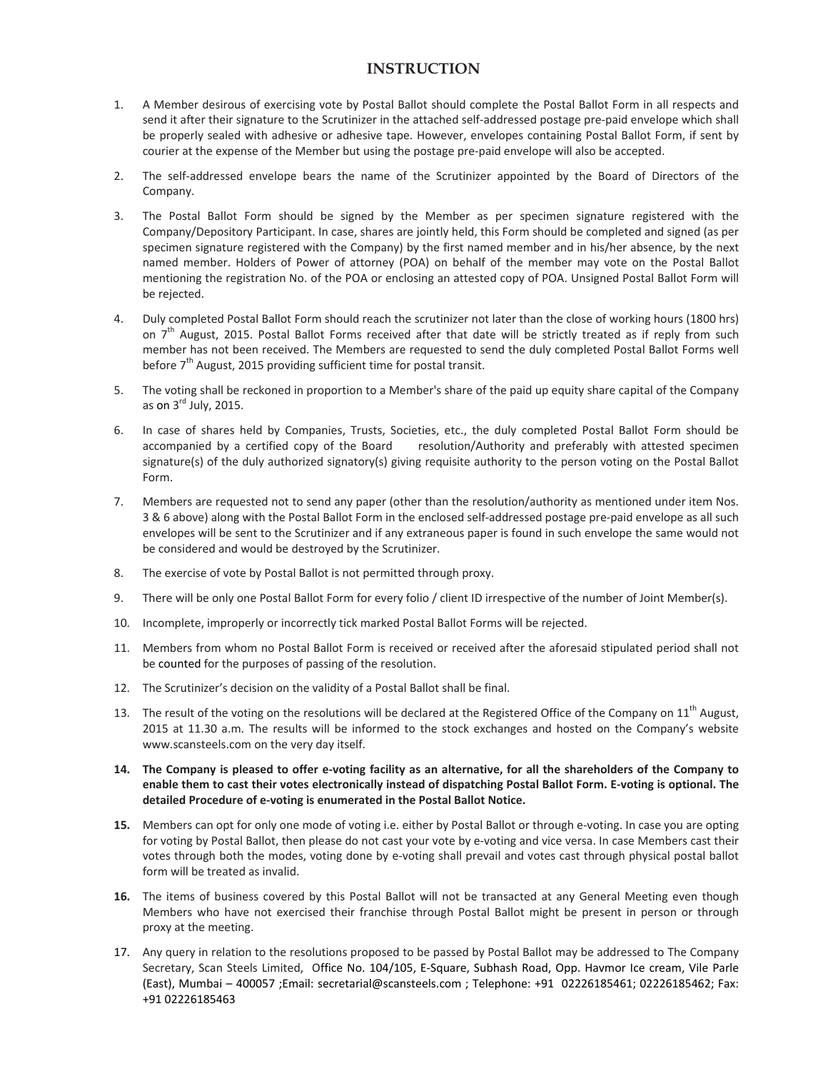# INSTRUCTION

1. A Member desirous of exercising vote by Postal Ballot should complete the Postal Ballot Form in all respects and send it after their signature to the Scrutinizer in the attached self-addressed postage pre-paid envelope which shall be properly sealed with adhesive or adhesive tape. However, envelopes containing Postal Ballot Form, if sent by courier at the expense of the Member but using the postage pre-paid envelope will also be accepted.

2. The self-addressed envelope bears the name of the Scrutinizer appointed by the Board of Directors of the Company.

3. The Postal Ballot Form should be signed by the Member as per specimen signature registered with the Company/Depository Participant. In case, shares are jointly held, this Form should be completed and signed (as per specimen signature registered with the Company) by the first named member and in his/her absence, by the next named member. Holders of Power of attorney (POA) on behalf of the member may vote on the Postal Ballot mentioning the registration No. of the POA or enclosing an attested copy of POA. Unsigned Postal Ballot Form will be rejected.

4. Duly completed Postal Ballot Form should reach the scrutinizer not later than the close of working hours (1800 hrs) on 7th August, 2015. Postal Ballot Forms received after that date will be strictly treated as if reply from such member has not been received. The Members are requested to send the duly completed Postal Ballot Forms well before 7th August, 2015 providing sufficient time for postal transit.

5. The voting shall be reckoned in proportion to a Member's share of the paid up equity share capital of the Company as on 3rd July, 2015.

6. In case of shares held by Companies, Trusts, Societies, etc., the duly completed Postal Ballot Form should be accompanied by a certified copy of the Board resolution/Authority and preferably with attested specimen signature(s) of the duly authorized signatory(s) giving requisite authority to the person voting on the Postal Ballot Form.

7. Members are requested not to send any paper (other than the resolution/authority as mentioned under item Nos. 3 & 6 above) along with the Postal Ballot Form in the enclosed self-addressed postage pre-paid envelope as all such envelopes will be sent to the Scrutinizer and if any extraneous paper is found in such envelope the same would not be considered and would be destroyed by the Scrutinizer.

8. The exercise of vote by Postal Ballot is not permitted through proxy.

9. There will be only one Postal Ballot Form for every folio / client ID irrespective of the number of Joint Member(s).

10. Incomplete, improperly or incorrectly tick marked Postal Ballot Forms will be rejected.

11. Members from whom no Postal Ballot Form is received or received after the aforesaid stipulated period shall not be counted for the purposes of passing of the resolution.

12. The Scrutinizer's decision on the validity of a Postal Ballot shall be final.

13. The result of the voting on the resolutions will be declared at the Registered Office of the Company on 11th August, 2015 at 11.30 a.m. The results will be informed to the stock exchanges and hosted on the Company's website www.scansteels.com on the very day itself.

14. **The Company is pleased to offer e-voting facility as an alternative, for all the shareholders of the Company to enable them to cast their votes electronically instead of dispatching Postal Ballot Form. E-voting is optional. The detailed Procedure of e-voting is enumerated in the Postal Ballot Notice.**

15. Members can opt for only one mode of voting i.e. either by Postal Ballot or through e-voting. In case you are opting for voting by Postal Ballot, then please do not cast your vote by e-voting and vice versa. In case Members cast their votes through both the modes, voting done by e-voting shall prevail and votes cast through physical postal ballot form will be treated as invalid.

16. The items of business covered by this Postal Ballot will not be transacted at any General Meeting even though Members who have not exercised their franchise through Postal Ballot might be present in person or through proxy at the meeting.

17. Any query in relation to the resolutions proposed to be passed by Postal Ballot may be addressed to The Company Secretary, Scan Steels Limited, Office No. 104/105, E-Square, Subhash Road, Opp. Havmor Ice cream, Vile Parle (East), Mumbai – 400057 ;Email: secretarial@scansteels.com ; Telephone: +91 02226185461; 02226185462; Fax: +91 02226185463